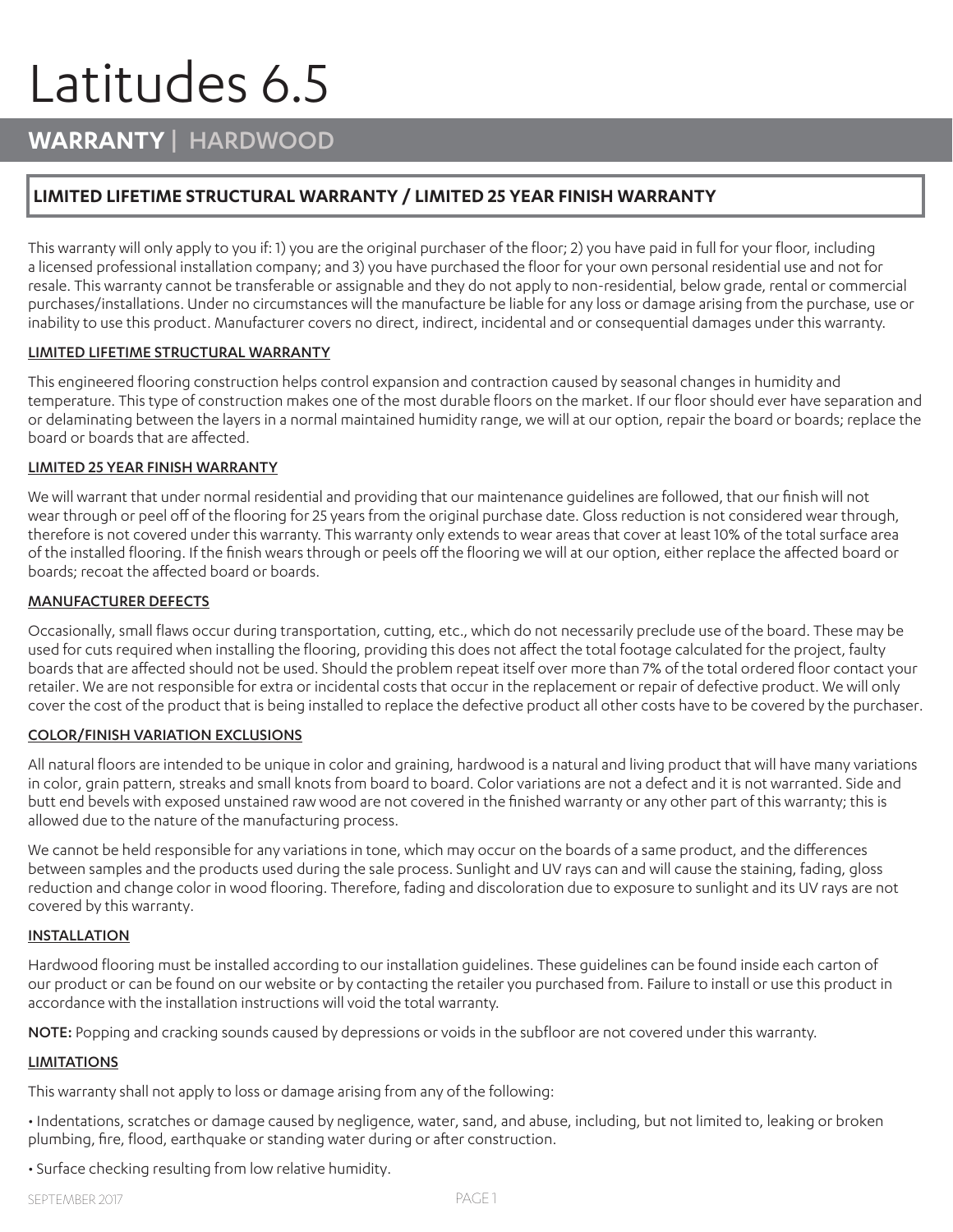# Latitudes 6.5

## WARRANTY | HARDWOOD

### LIMITED LIFETIME STRUCTURAL WARRANTY / LIMITED 25 YEAR FINISH WARRANTY

This warranty will only apply to you if: 1) you are the original purchaser of the floor; 2) you have paid in full for your floor, including a licensed professional installation company; and 3) you have purchased the floor for your own personal residential use and not for resale. This warranty cannot be transferable or assignable and they do not apply to non-residential, below grade, rental or commercial purchases/installations. Under no circumstances will the manufacture be liable for any loss or damage arising from the purchase, use or inability to use this product. Manufacturer covers no direct, indirect, incidental and or consequential damages under this warranty.

#### LIMITED LIFETIME STRUCTURAL WARRANTY

This engineered flooring construction helps control expansion and contraction caused by seasonal changes in humidity and temperature. This type of construction makes one of the most durable floors on the market. If our floor should ever have separation and or delaminating between the layers in a normal maintained humidity range, we will at our option, repair the board or boards; replace the board or boards that are affected.

#### LIMITED 25 YEAR FINISH WARRANTY

We will warrant that under normal residential and providing that our maintenance guidelines are followed, that our finish will not wear through or peel off of the flooring for 25 years from the original purchase date. Gloss reduction is not considered wear through, therefore is not covered under this warranty. This warranty only extends to wear areas that cover at least 10% of the total surface area of the installed flooring. If the finish wears through or peels off the flooring we will at our option, either replace the affected board or boards; recoat the affected board or boards.

#### MANUFACTURER DEFECTS

Occasionally, small flaws occur during transportation, cutting, etc., which do not necessarily preclude use of the board. These may be used for cuts required when installing the flooring, providing this does not affect the total footage calculated for the project, faulty boards that are affected should not be used. Should the problem repeat itself over more than 7% of the total ordered floor contact your retailer. We are not responsible for extra or incidental costs that occur in the replacement or repair of defective product. We will only cover the cost of the product that is being installed to replace the defective product all other costs have to be covered by the purchaser.

#### COLOR/FINISH VARIATION EXCLUSIONS

All natural floors are intended to be unique in color and graining, hardwood is a natural and living product that will have many variations in color, grain pattern, streaks and small knots from board to board. Color variations are not a defect and it is not warranted. Side and butt end bevels with exposed unstained raw wood are not covered in the finished warranty or any other part of this warranty; this is allowed due to the nature of the manufacturing process.

We cannot be held responsible for any variations in tone, which may occur on the boards of a same product, and the differences between samples and the products used during the sale process. Sunlight and UV rays can and will cause the staining, fading, gloss reduction and change color in wood flooring. Therefore, fading and discoloration due to exposure to sunlight and its UV rays are not covered by this warranty.

#### INSTALLATION

Hardwood flooring must be installed according to our installation guidelines. These guidelines can be found inside each carton of our product or can be found on our website or by contacting the retailer you purchased from. Failure to install or use this product in accordance with the installation instructions will void the total warranty.

**NOTE:** Popping and cracking sounds caused by depressions or voids in the subfloor are not covered under this warranty.

#### LIMITATIONS

This warranty shall not apply to loss or damage arising from any of the following:

- Indentations, scratches or damage caused by negligence, water, sand, and abuse, including, but not limited to, leaking or broken plumbing, fire, flood, earthquake or standing water during or after construction.
- Surface checking resulting from low relative humidity.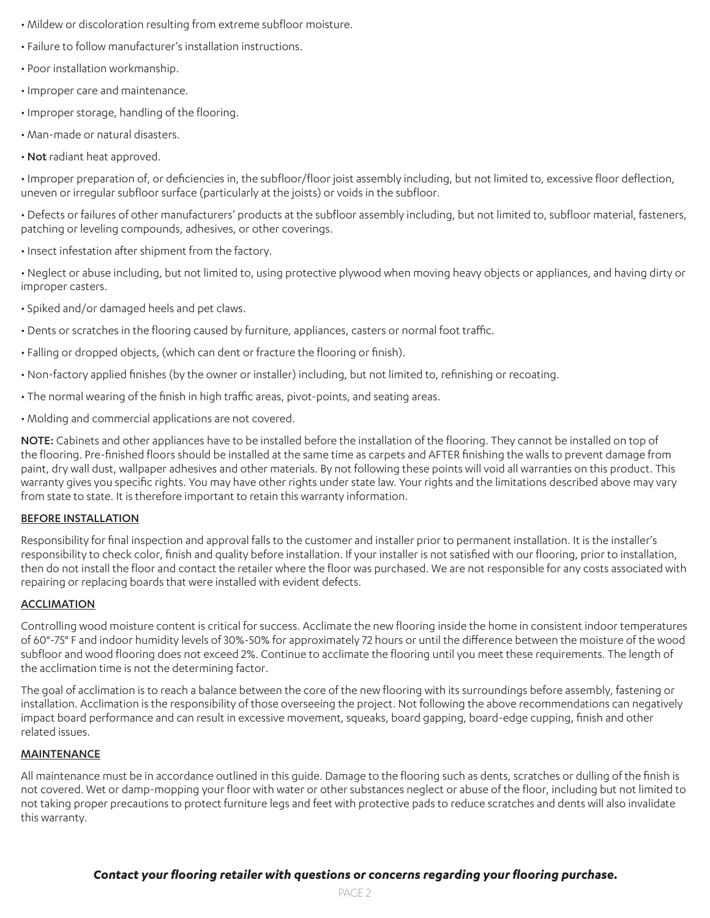- Mildew or discoloration resulting from extreme subfloor moisture.
- Failure to follow manufacturer's installation instructions.
- Poor installation workmanship.
- Improper care and maintenance.
- Improper storage, handling of the flooring.
- Man-made or natural disasters.
- **Not** radiant heat approved.
- Improper preparation of, or deficiencies in, the subfloor/floor joist assembly including, but not limited to, excessive floor deflection, uneven or irregular subfloor surface (particularly at the joists) or voids in the subfloor.
- Defects or failures of other manufacturers' products at the subfloor assembly including, but not limited to, subfloor material, fasteners, patching or leveling compounds, adhesives, or other coverings.
- Insect infestation after shipment from the factory.
- Neglect or abuse including, but not limited to, using protective plywood when moving heavy objects or appliances, and having dirty or improper casters.
- Spiked and/or damaged heels and pet claws.
- Dents or scratches in the flooring caused by furniture, appliances, casters or normal foot traffic.
- Falling or dropped objects, (which can dent or fracture the flooring or finish).
- Non-factory applied finishes (by the owner or installer) including, but not limited to, refinishing or recoating.
- The normal wearing of the finish in high traffic areas, pivot-points, and seating areas.
- Molding and commercial applications are not covered.

**NOTE:** Cabinets and other appliances have to be installed before the installation of the flooring. They cannot be installed on top of the flooring. Pre-finished floors should be installed at the same time as carpets and AFTER finishing the walls to prevent damage from paint, dry wall dust, wallpaper adhesives and other materials. By not following these points will void all warranties on this product. This warranty gives you specific rights. You may have other rights under state law. Your rights and the limitations described above may vary from state to state. It is therefore important to retain this warranty information.

## BEFORE INSTALLATION

Responsibility for final inspection and approval falls to the customer and installer prior to permanent installation. It is the installer's responsibility to check color, finish and quality before installation. If your installer is not satisfied with our flooring, prior to installation, then do not install the floor and contact the retailer where the floor was purchased. We are not responsible for any costs associated with repairing or replacing boards that were installed with evident defects.

## ACCLIMATION

Controlling wood moisture content is critical for success. Acclimate the new flooring inside the home in consistent indoor temperatures of 60°-75° F and indoor humidity levels of 30%-50% for approximately 72 hours or until the difference between the moisture of the wood subfloor and wood flooring does not exceed 2%. Continue to acclimate the flooring until you meet these requirements. The length of the acclimation time is not the determining factor.

The goal of acclimation is to reach a balance between the core of the new flooring with its surroundings before assembly, fastening or installation. Acclimation is the responsibility of those overseeing the project. Not following the above recommendations can negatively impact board performance and can result in excessive movement, squeaks, board gapping, board-edge cupping, finish and other related issues.

## MAINTENANCE

All maintenance must be in accordance outlined in this guide. Damage to the flooring such as dents, scratches or dulling of the finish is not covered. Wet or damp-mopping your floor with water or other substances neglect or abuse of the floor, including but not limited to not taking proper precautions to protect furniture legs and feet with protective pads to reduce scratches and dents will also invalidate this warranty.

***Contact your flooring retailer with questions or concerns regarding your flooring purchase.***